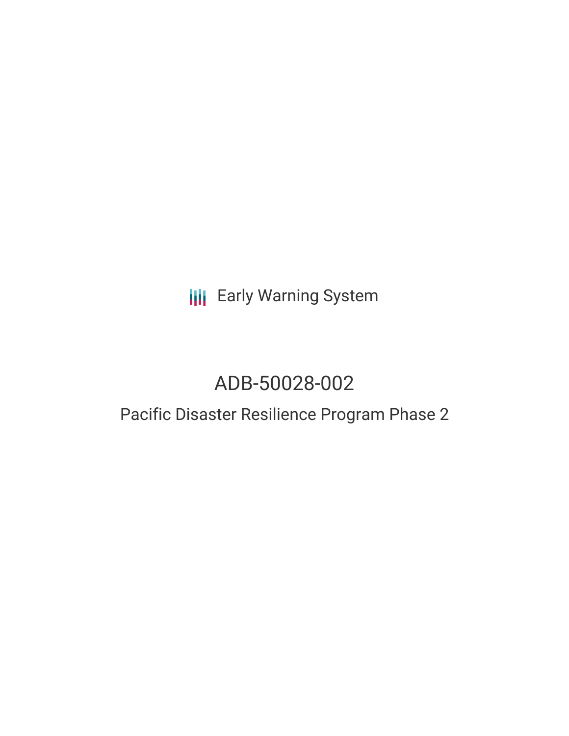Early Warning System

# ADB-50028-002

## Pacific Disaster Resilience Program Phase 2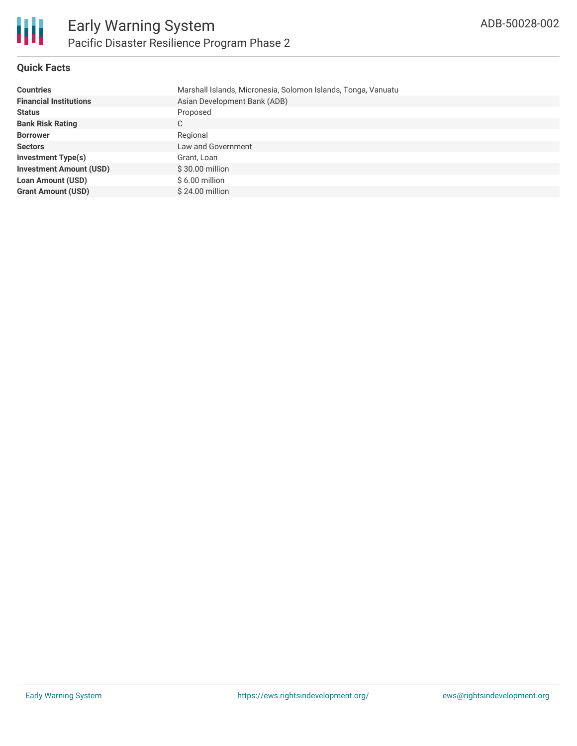# Pacific Disaster Resilience Program Phase 2

## Quick Facts

| | |
|---|---|
| **Countries** | Marshall Islands, Micronesia, Solomon Islands, Tonga, Vanuatu |
| **Financial Institutions** | Asian Development Bank (ADB) |
| **Status** | Proposed |
| **Bank Risk Rating** | C |
| **Borrower** | Regional |
| **Sectors** | Law and Government |
| **Investment Type(s)** | Grant, Loan |
| **Investment Amount (USD)** | $ 30.00 million |
| **Loan Amount (USD)** | $ 6.00 million |
| **Grant Amount (USD)** | $ 24.00 million |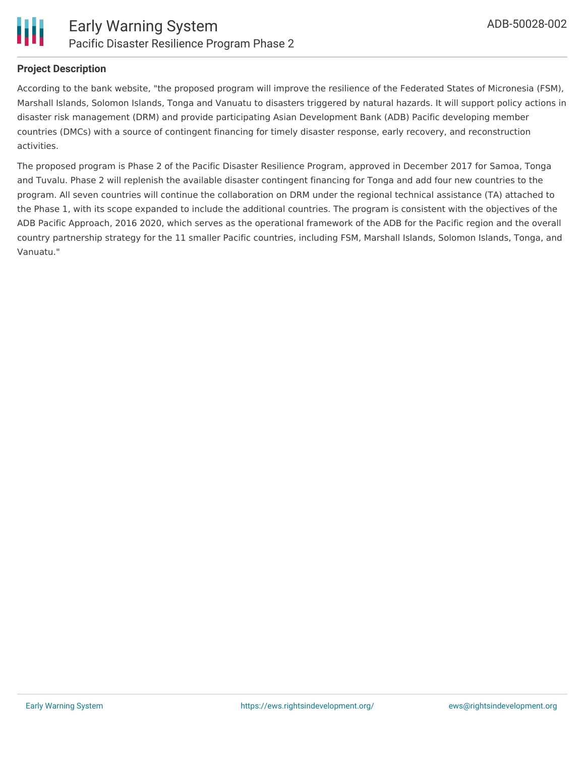**Project Description**

According to the bank website, "the proposed program will improve the resilience of the Federated States of Micronesia (FSM), Marshall Islands, Solomon Islands, Tonga and Vanuatu to disasters triggered by natural hazards. It will support policy actions in disaster risk management (DRM) and provide participating Asian Development Bank (ADB) Pacific developing member countries (DMCs) with a source of contingent financing for timely disaster response, early recovery, and reconstruction activities.

The proposed program is Phase 2 of the Pacific Disaster Resilience Program, approved in December 2017 for Samoa, Tonga and Tuvalu. Phase 2 will replenish the available disaster contingent financing for Tonga and add four new countries to the program. All seven countries will continue the collaboration on DRM under the regional technical assistance (TA) attached to the Phase 1, with its scope expanded to include the additional countries. The program is consistent with the objectives of the ADB Pacific Approach, 2016 2020, which serves as the operational framework of the ADB for the Pacific region and the overall country partnership strategy for the 11 smaller Pacific countries, including FSM, Marshall Islands, Solomon Islands, Tonga, and Vanuatu."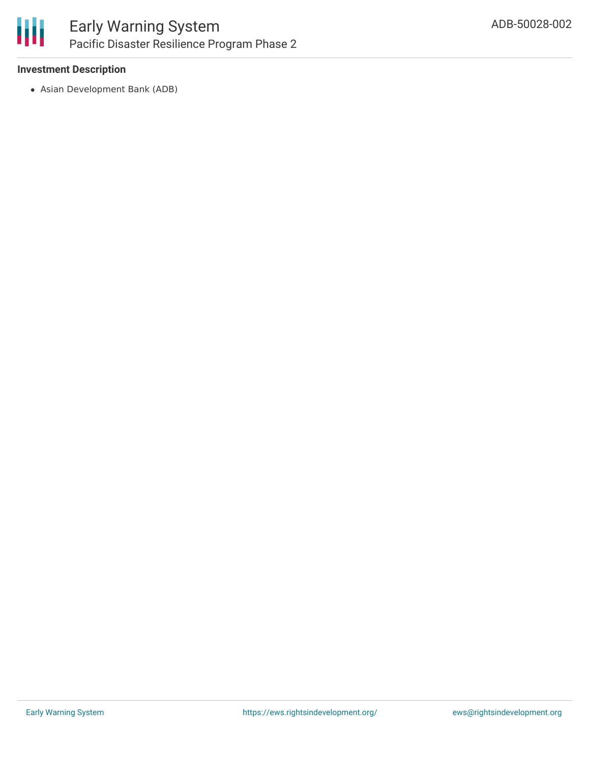### Investment Description

- Asian Development Bank (ADB)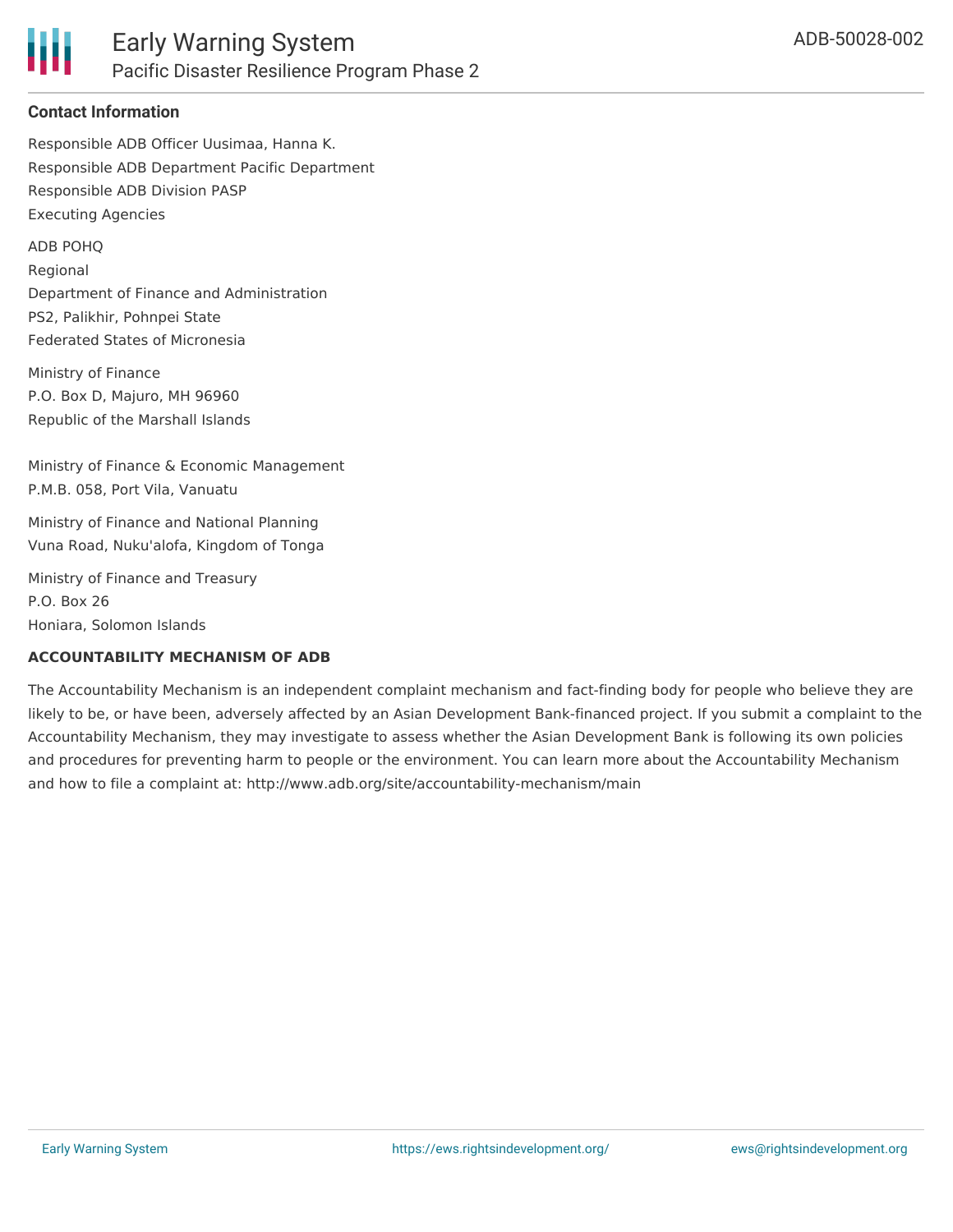### Contact Information

Responsible ADB Officer Uusimaa, Hanna K.

Responsible ADB Department Pacific Department

Responsible ADB Division PASP

Executing Agencies

ADB POHQ
Regional
Department of Finance and Administration
PS2, Palikhir, Pohnpei State
Federated States of Micronesia

Ministry of Finance
P.O. Box D, Majuro, MH 96960
Republic of the Marshall Islands

Ministry of Finance & Economic Management
P.M.B. 058, Port Vila, Vanuatu

Ministry of Finance and National Planning
Vuna Road, Nuku'alofa, Kingdom of Tonga

Ministry of Finance and Treasury
P.O. Box 26
Honiara, Solomon Islands

**ACCOUNTABILITY MECHANISM OF ADB**

The Accountability Mechanism is an independent complaint mechanism and fact-finding body for people who believe they are likely to be, or have been, adversely affected by an Asian Development Bank-financed project. If you submit a complaint to the Accountability Mechanism, they may investigate to assess whether the Asian Development Bank is following its own policies and procedures for preventing harm to people or the environment. You can learn more about the Accountability Mechanism and how to file a complaint at: http://www.adb.org/site/accountability-mechanism/main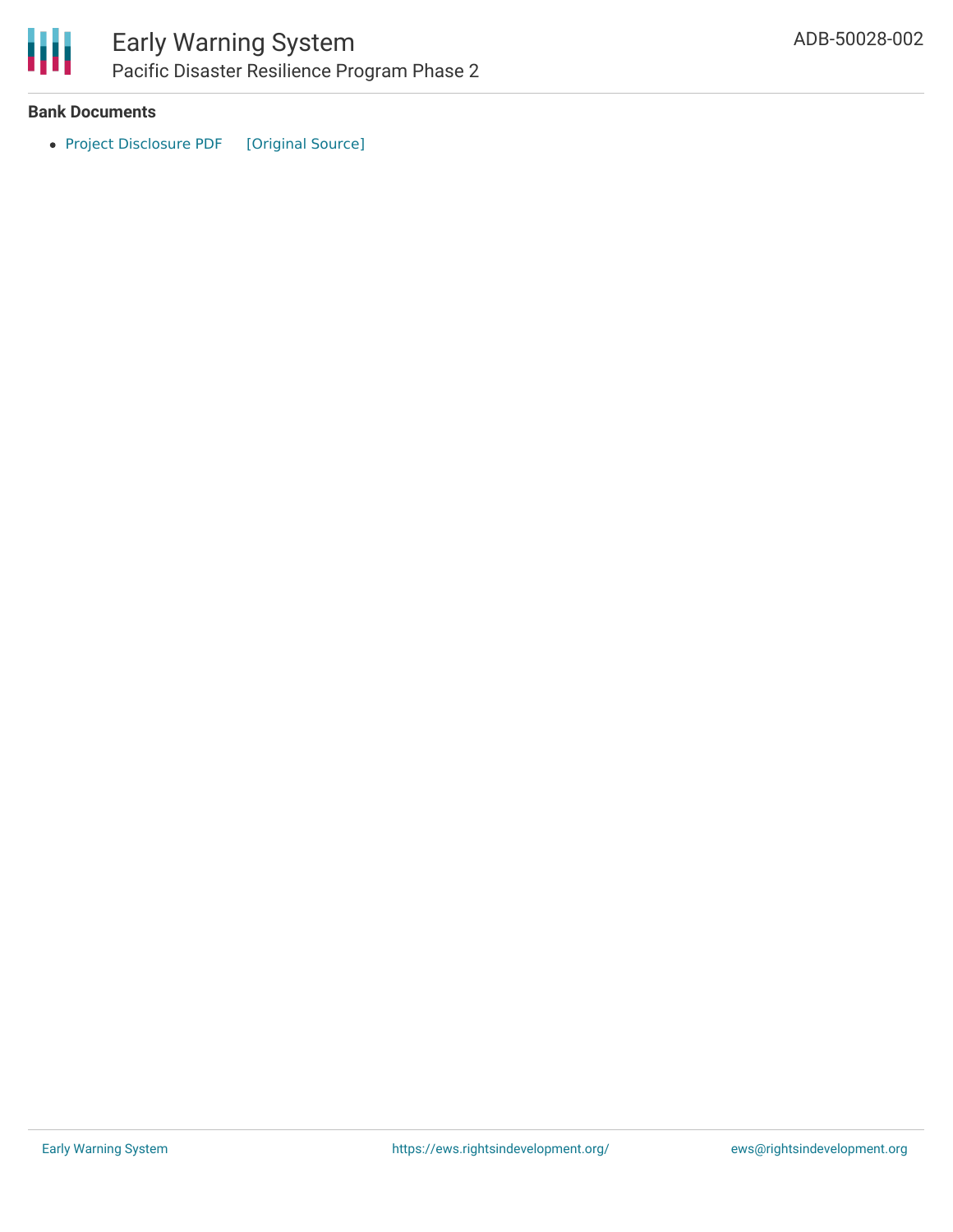**Bank Documents**

- Project Disclosure PDF [Original Source]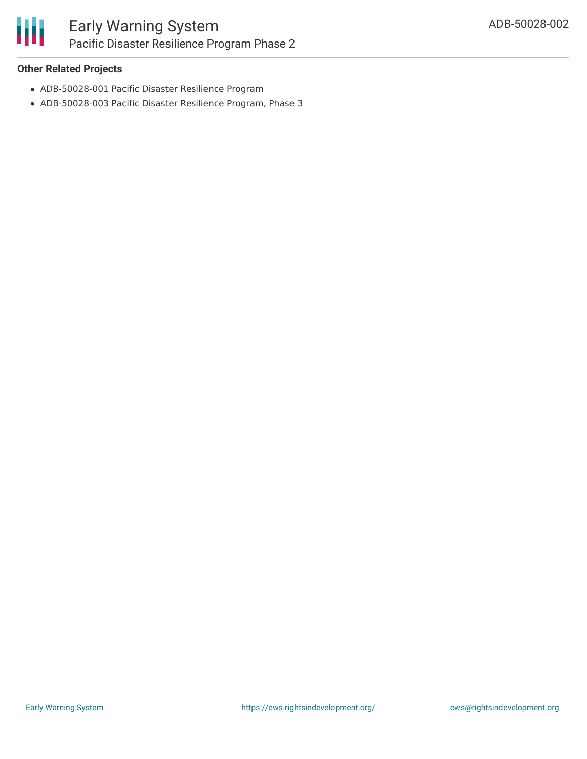**Other Related Projects**

- ADB-50028-001 Pacific Disaster Resilience Program
- ADB-50028-003 Pacific Disaster Resilience Program, Phase 3